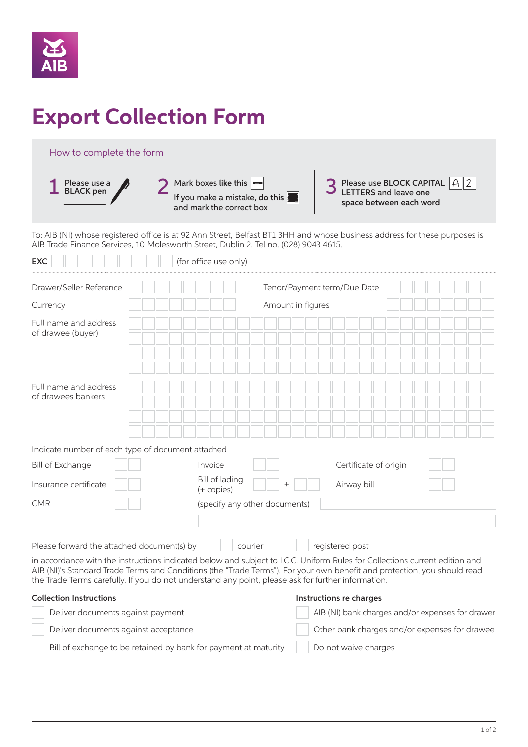AIB

# Export Collection Form

## How to complete the form

1. Please use a BLACK pen
2. Mark boxes like this ☐ If you make a mistake, do this ■ and mark the correct box
3. Please use **BLOCK CAPITAL LETTERS** and leave one space between each word  A 2

To: AIB (NI) whose registered office is at 92 Ann Street, Belfast BT1 3HH and whose business address for these purposes is AIB Trade Finance Services, 10 Molesworth Street, Dublin 2. Tel no. (028) 9043 4615.

**EXC** ☐☐☐☐☐☐☐☐☐ (for office use only)

Drawer/Seller Reference ____________ Tenor/Payment term/Due Date ____________

Currency ____________ Amount in figures ____________

Full name and address of drawee (buyer)

____________

Full name and address of drawees bankers

____________

Indicate number of each type of document attached

| | | | | | |
|---|---|---|---|---|---|
| Bill of Exchange | ☐☐ | Invoice | ☐☐ | Certificate of origin | ☐☐ |
| Insurance certificate | ☐☐ | Bill of lading (+ copies) | ☐☐ + ☐☐ | Airway bill | ☐☐ |
| CMR | ☐☐ | (specify any other documents) | | | |

Please forward the attached document(s) by ☐ courier ☐ registered post

in accordance with the instructions indicated below and subject to I.C.C. Uniform Rules for Collections current edition and AIB (NI)'s Standard Trade Terms and Conditions (the "Trade Terms"). For your own benefit and protection, you should read the Trade Terms carefully. If you do not understand any point, please ask for further information.

**Collection Instructions**

- ☐ Deliver documents against payment
- ☐ Deliver documents against acceptance
- ☐ Bill of exchange to be retained by bank for payment at maturity

**Instructions re charges**

- ☐ AIB (NI) bank charges and/or expenses for drawer
- ☐ Other bank charges and/or expenses for drawee
- ☐ Do not waive charges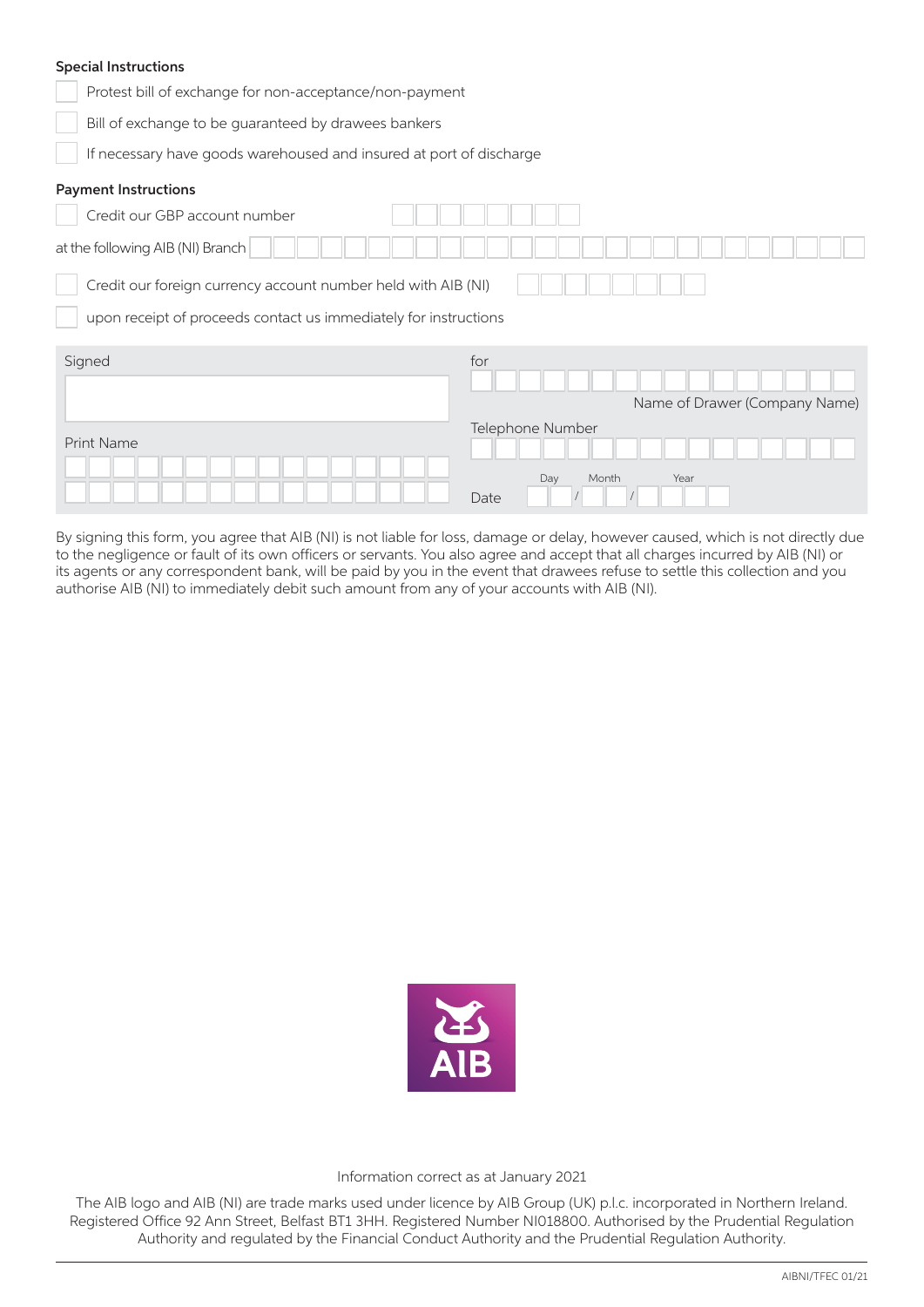**Special Instructions**

- [ ] Protest bill of exchange for non-acceptance/non-payment
- [ ] Bill of exchange to be guaranteed by drawees bankers
- [ ] If necessary have goods warehoused and insured at port of discharge

**Payment Instructions**

- [ ] Credit our GBP account number

at the following AIB (NI) Branch

- [ ] Credit our foreign currency account number held with AIB (NI)
- [ ] upon receipt of proceeds contact us immediately for instructions

Signed

for

Name of Drawer (Company Name)

Print Name

Telephone Number

Date Day / Month / Year

By signing this form, you agree that AIB (NI) is not liable for loss, damage or delay, however caused, which is not directly due to the negligence or fault of its own officers or servants. You also agree and accept that all charges incurred by AIB (NI) or its agents or any correspondent bank, will be paid by you in the event that drawees refuse to settle this collection and you authorise AIB (NI) to immediately debit such amount from any of your accounts with AIB (NI).

Information correct as at January 2021

The AIB logo and AIB (NI) are trade marks used under licence by AIB Group (UK) p.l.c. incorporated in Northern Ireland. Registered Office 92 Ann Street, Belfast BT1 3HH. Registered Number NI018800. Authorised by the Prudential Regulation Authority and regulated by the Financial Conduct Authority and the Prudential Regulation Authority.

AIBNI/TFEC 01/21